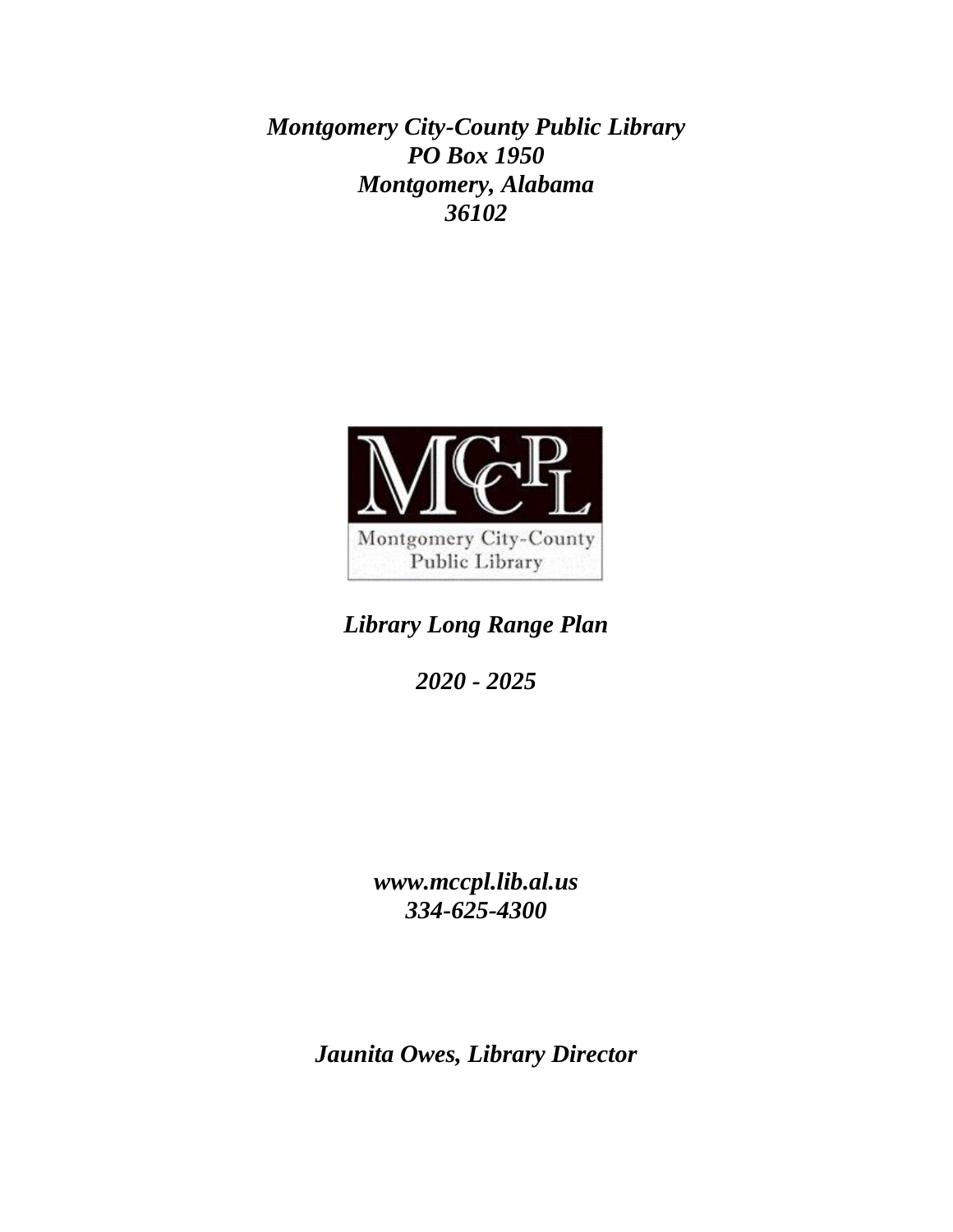***Montgomery City-County Public Library***
***PO Box 1950***
***Montgomery, Alabama***
***36102***

MCPL

Montgomery City-County
Public Library

***Library Long Range Plan***

***2020 - 2025***

***www.mccpl.lib.al.us***
***334-625-4300***

***Jaunita Owes, Library Director***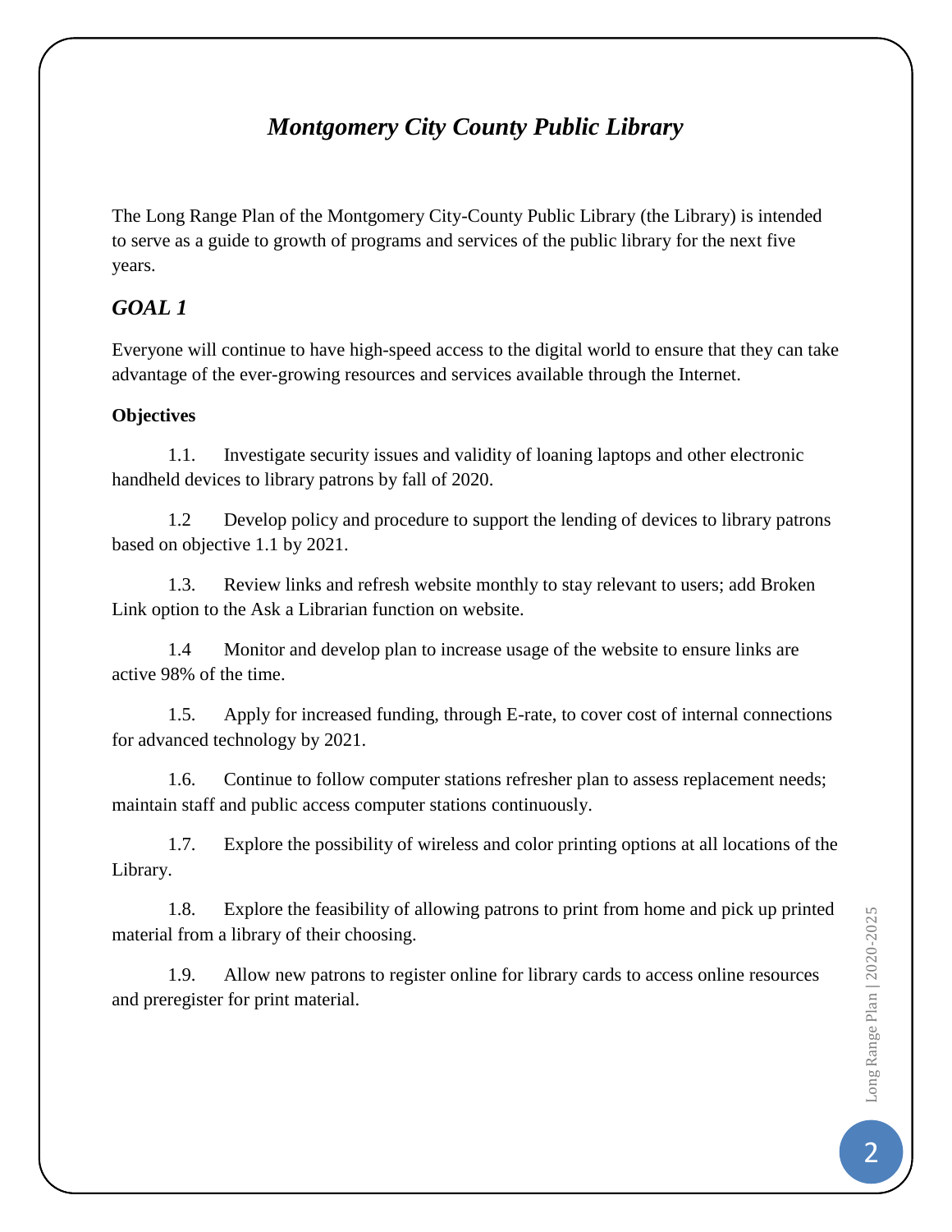# *Montgomery City County Public Library*

The Long Range Plan of the Montgomery City-County Public Library (the Library) is intended to serve as a guide to growth of programs and services of the public library for the next five years.

## *GOAL 1*

Everyone will continue to have high-speed access to the digital world to ensure that they can take advantage of the ever-growing resources and services available through the Internet.

**Objectives**

1.1. Investigate security issues and validity of loaning laptops and other electronic handheld devices to library patrons by fall of 2020.

1.2 Develop policy and procedure to support the lending of devices to library patrons based on objective 1.1 by 2021.

1.3. Review links and refresh website monthly to stay relevant to users; add Broken Link option to the Ask a Librarian function on website.

1.4 Monitor and develop plan to increase usage of the website to ensure links are active 98% of the time.

1.5. Apply for increased funding, through E-rate, to cover cost of internal connections for advanced technology by 2021.

1.6. Continue to follow computer stations refresher plan to assess replacement needs; maintain staff and public access computer stations continuously.

1.7. Explore the possibility of wireless and color printing options at all locations of the Library.

1.8. Explore the feasibility of allowing patrons to print from home and pick up printed material from a library of their choosing.

1.9. Allow new patrons to register online for library cards to access online resources and preregister for print material.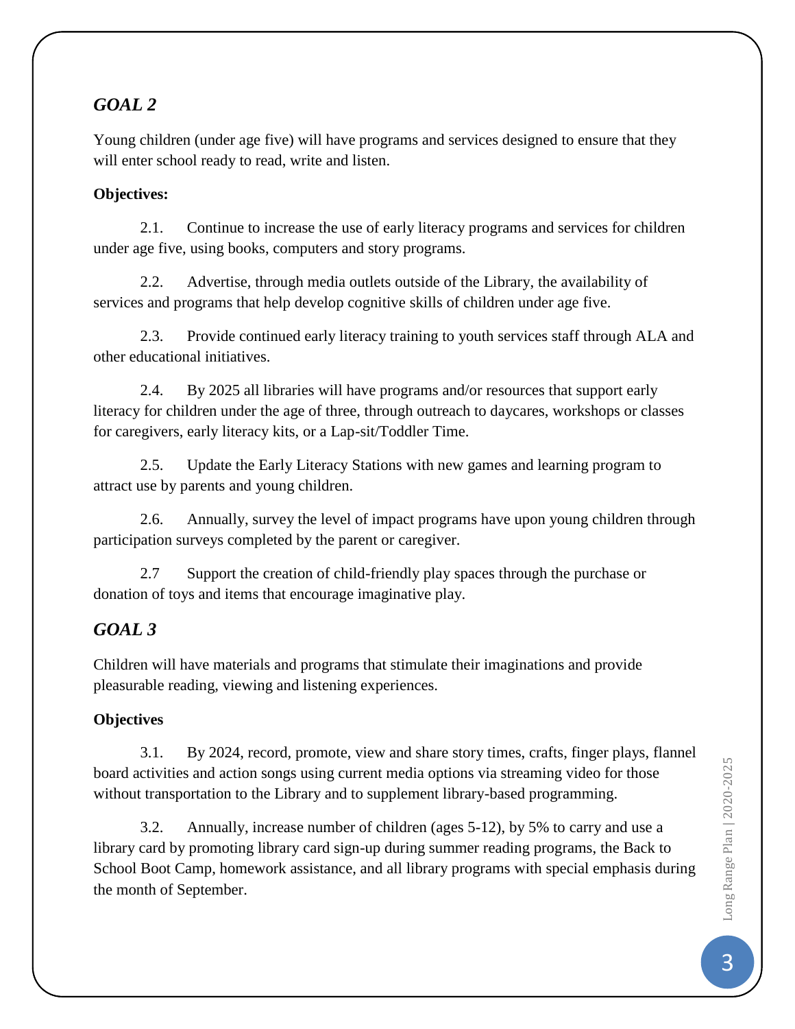## *GOAL 2*

Young children (under age five) will have programs and services designed to ensure that they will enter school ready to read, write and listen.

**Objectives:**

2.1. Continue to increase the use of early literacy programs and services for children under age five, using books, computers and story programs.

2.2. Advertise, through media outlets outside of the Library, the availability of services and programs that help develop cognitive skills of children under age five.

2.3. Provide continued early literacy training to youth services staff through ALA and other educational initiatives.

2.4. By 2025 all libraries will have programs and/or resources that support early literacy for children under the age of three, through outreach to daycares, workshops or classes for caregivers, early literacy kits, or a Lap-sit/Toddler Time.

2.5. Update the Early Literacy Stations with new games and learning program to attract use by parents and young children.

2.6. Annually, survey the level of impact programs have upon young children through participation surveys completed by the parent or caregiver.

2.7 Support the creation of child-friendly play spaces through the purchase or donation of toys and items that encourage imaginative play.

## *GOAL 3*

Children will have materials and programs that stimulate their imaginations and provide pleasurable reading, viewing and listening experiences.

**Objectives**

3.1. By 2024, record, promote, view and share story times, crafts, finger plays, flannel board activities and action songs using current media options via streaming video for those without transportation to the Library and to supplement library-based programming.

3.2. Annually, increase number of children (ages 5-12), by 5% to carry and use a library card by promoting library card sign-up during summer reading programs, the Back to School Boot Camp, homework assistance, and all library programs with special emphasis during the month of September.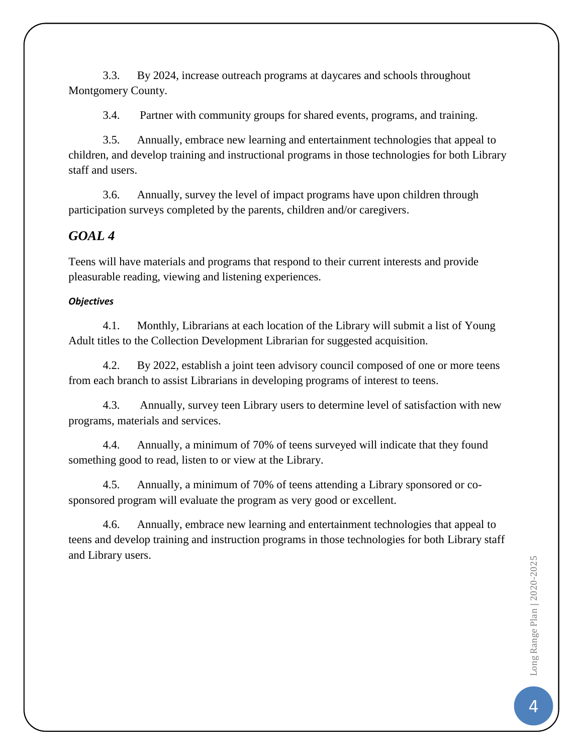3.3. By 2024, increase outreach programs at daycares and schools throughout Montgomery County.

3.4. Partner with community groups for shared events, programs, and training.

3.5. Annually, embrace new learning and entertainment technologies that appeal to children, and develop training and instructional programs in those technologies for both Library staff and users.

3.6. Annually, survey the level of impact programs have upon children through participation surveys completed by the parents, children and/or caregivers.

## *GOAL 4*

Teens will have materials and programs that respond to their current interests and provide pleasurable reading, viewing and listening experiences.

#### *Objectives*

4.1. Monthly, Librarians at each location of the Library will submit a list of Young Adult titles to the Collection Development Librarian for suggested acquisition.

4.2. By 2022, establish a joint teen advisory council composed of one or more teens from each branch to assist Librarians in developing programs of interest to teens.

4.3. Annually, survey teen Library users to determine level of satisfaction with new programs, materials and services.

4.4. Annually, a minimum of 70% of teens surveyed will indicate that they found something good to read, listen to or view at the Library.

4.5. Annually, a minimum of 70% of teens attending a Library sponsored or co-sponsored program will evaluate the program as very good or excellent.

4.6. Annually, embrace new learning and entertainment technologies that appeal to teens and develop training and instruction programs in those technologies for both Library staff and Library users.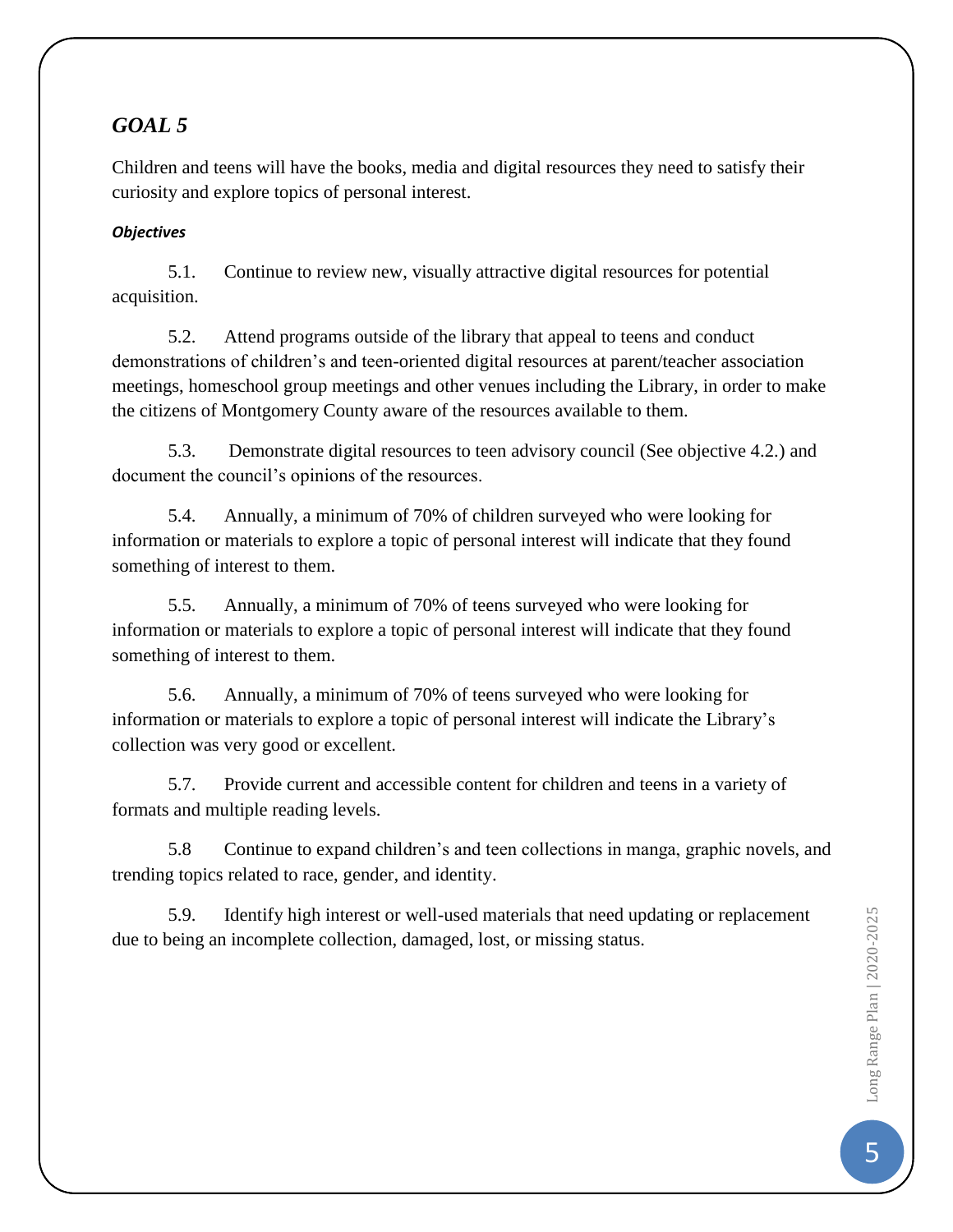## *GOAL 5*

Children and teens will have the books, media and digital resources they need to satisfy their curiosity and explore topics of personal interest.

***Objectives***

5.1. Continue to review new, visually attractive digital resources for potential acquisition.

5.2. Attend programs outside of the library that appeal to teens and conduct demonstrations of children's and teen-oriented digital resources at parent/teacher association meetings, homeschool group meetings and other venues including the Library, in order to make the citizens of Montgomery County aware of the resources available to them.

5.3. Demonstrate digital resources to teen advisory council (See objective 4.2.) and document the council's opinions of the resources.

5.4. Annually, a minimum of 70% of children surveyed who were looking for information or materials to explore a topic of personal interest will indicate that they found something of interest to them.

5.5. Annually, a minimum of 70% of teens surveyed who were looking for information or materials to explore a topic of personal interest will indicate that they found something of interest to them.

5.6. Annually, a minimum of 70% of teens surveyed who were looking for information or materials to explore a topic of personal interest will indicate the Library's collection was very good or excellent.

5.7. Provide current and accessible content for children and teens in a variety of formats and multiple reading levels.

5.8 Continue to expand children's and teen collections in manga, graphic novels, and trending topics related to race, gender, and identity.

5.9. Identify high interest or well-used materials that need updating or replacement due to being an incomplete collection, damaged, lost, or missing status.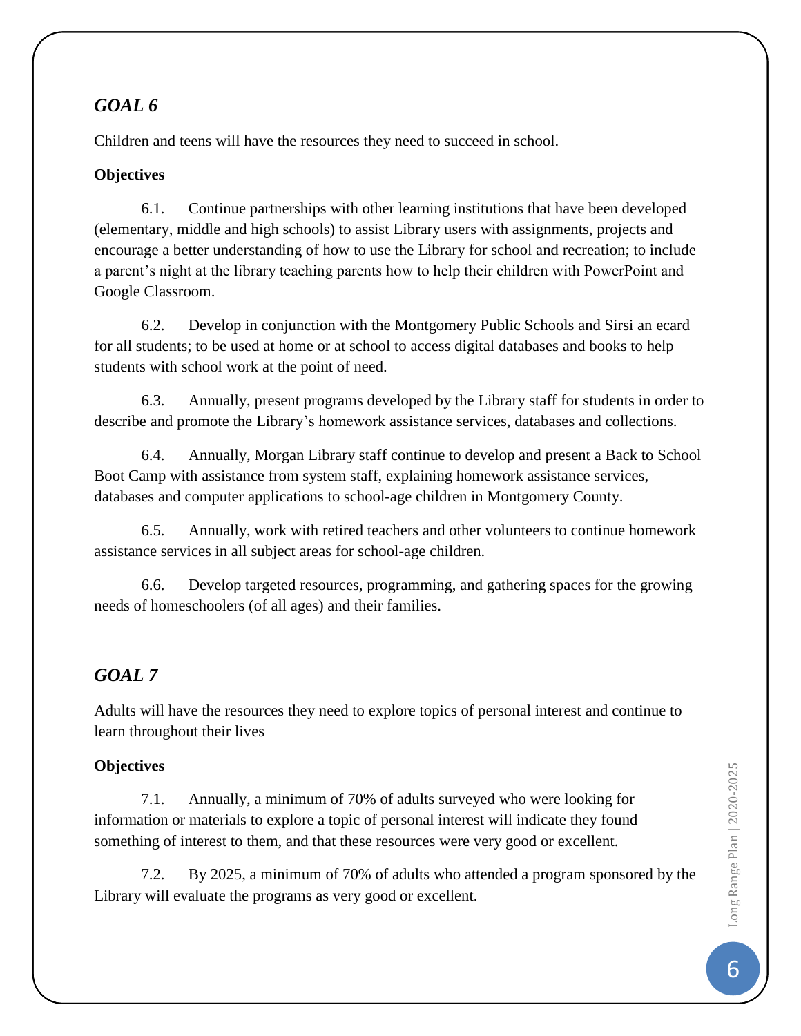## *GOAL 6*

Children and teens will have the resources they need to succeed in school.

**Objectives**

6.1. Continue partnerships with other learning institutions that have been developed (elementary, middle and high schools) to assist Library users with assignments, projects and encourage a better understanding of how to use the Library for school and recreation; to include a parent's night at the library teaching parents how to help their children with PowerPoint and Google Classroom.

6.2. Develop in conjunction with the Montgomery Public Schools and Sirsi an ecard for all students; to be used at home or at school to access digital databases and books to help students with school work at the point of need.

6.3. Annually, present programs developed by the Library staff for students in order to describe and promote the Library's homework assistance services, databases and collections.

6.4. Annually, Morgan Library staff continue to develop and present a Back to School Boot Camp with assistance from system staff, explaining homework assistance services, databases and computer applications to school-age children in Montgomery County.

6.5. Annually, work with retired teachers and other volunteers to continue homework assistance services in all subject areas for school-age children.

6.6. Develop targeted resources, programming, and gathering spaces for the growing needs of homeschoolers (of all ages) and their families.

## *GOAL 7*

Adults will have the resources they need to explore topics of personal interest and continue to learn throughout their lives

**Objectives**

7.1. Annually, a minimum of 70% of adults surveyed who were looking for information or materials to explore a topic of personal interest will indicate they found something of interest to them, and that these resources were very good or excellent.

7.2. By 2025, a minimum of 70% of adults who attended a program sponsored by the Library will evaluate the programs as very good or excellent.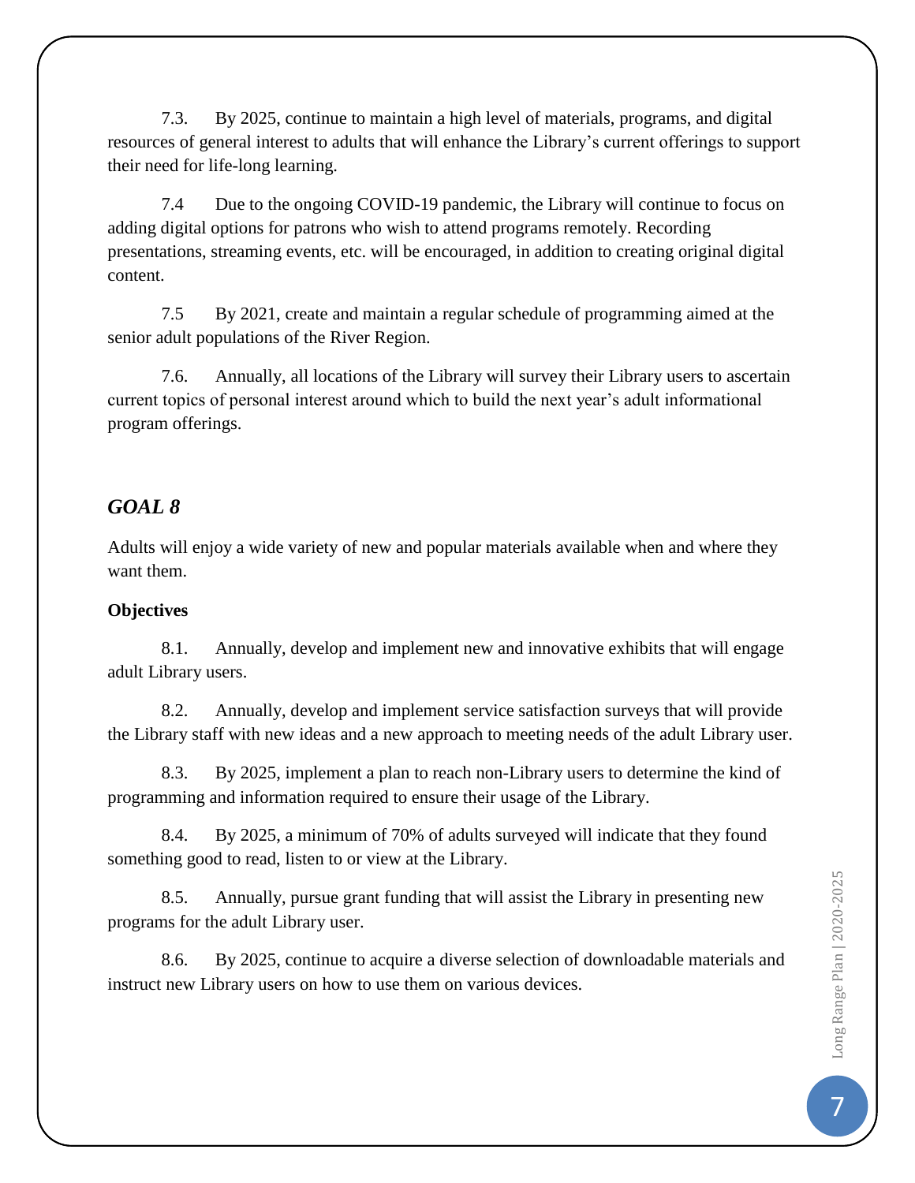7.3. By 2025, continue to maintain a high level of materials, programs, and digital resources of general interest to adults that will enhance the Library's current offerings to support their need for life-long learning.

7.4 Due to the ongoing COVID-19 pandemic, the Library will continue to focus on adding digital options for patrons who wish to attend programs remotely. Recording presentations, streaming events, etc. will be encouraged, in addition to creating original digital content.

7.5 By 2021, create and maintain a regular schedule of programming aimed at the senior adult populations of the River Region.

7.6. Annually, all locations of the Library will survey their Library users to ascertain current topics of personal interest around which to build the next year's adult informational program offerings.

## *GOAL 8*

Adults will enjoy a wide variety of new and popular materials available when and where they want them.

**Objectives**

8.1. Annually, develop and implement new and innovative exhibits that will engage adult Library users.

8.2. Annually, develop and implement service satisfaction surveys that will provide the Library staff with new ideas and a new approach to meeting needs of the adult Library user.

8.3. By 2025, implement a plan to reach non-Library users to determine the kind of programming and information required to ensure their usage of the Library.

8.4. By 2025, a minimum of 70% of adults surveyed will indicate that they found something good to read, listen to or view at the Library.

8.5. Annually, pursue grant funding that will assist the Library in presenting new programs for the adult Library user.

8.6. By 2025, continue to acquire a diverse selection of downloadable materials and instruct new Library users on how to use them on various devices.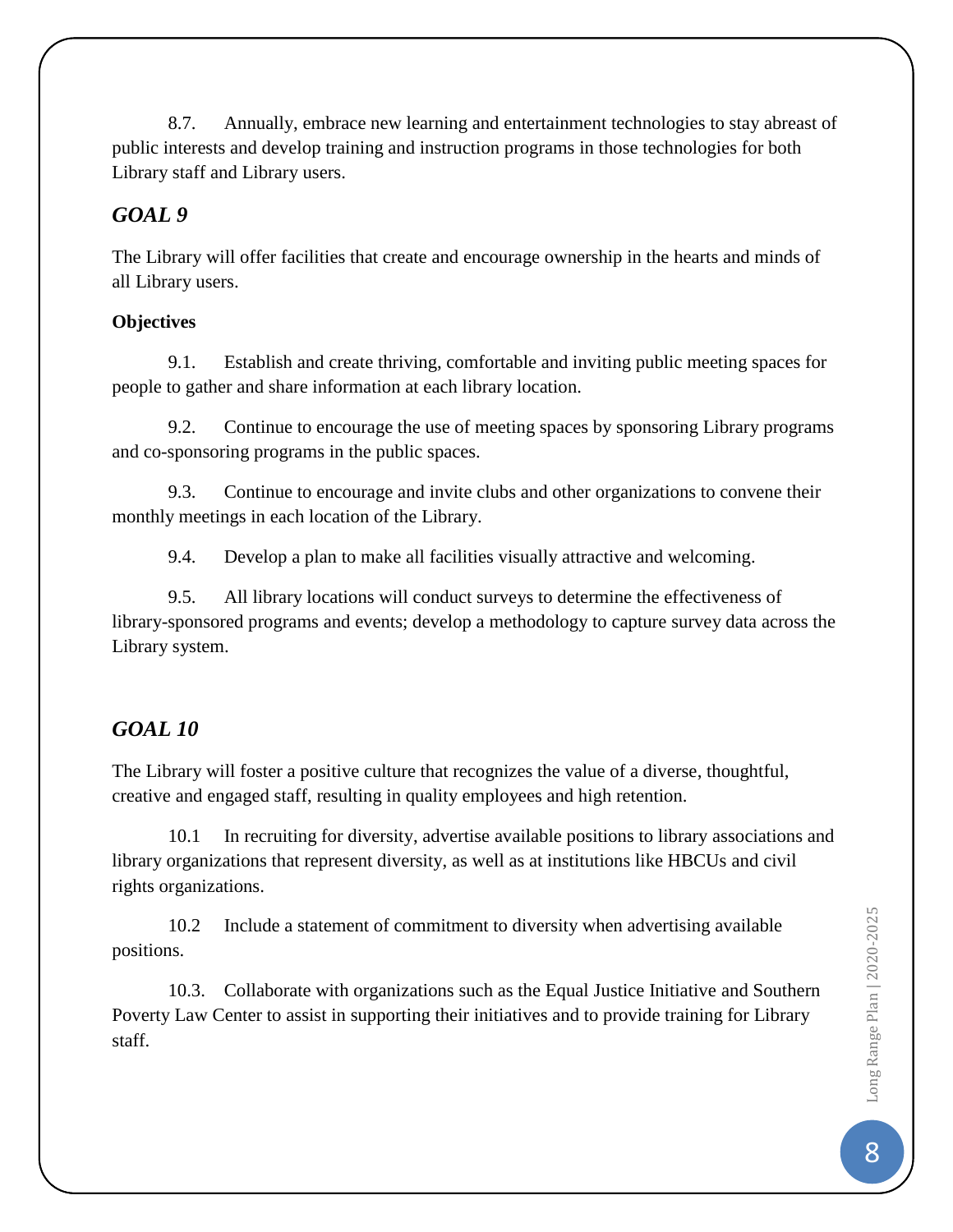8.7. Annually, embrace new learning and entertainment technologies to stay abreast of public interests and develop training and instruction programs in those technologies for both Library staff and Library users.

## *GOAL 9*

The Library will offer facilities that create and encourage ownership in the hearts and minds of all Library users.

**Objectives**

9.1. Establish and create thriving, comfortable and inviting public meeting spaces for people to gather and share information at each library location.

9.2. Continue to encourage the use of meeting spaces by sponsoring Library programs and co-sponsoring programs in the public spaces.

9.3. Continue to encourage and invite clubs and other organizations to convene their monthly meetings in each location of the Library.

9.4. Develop a plan to make all facilities visually attractive and welcoming.

9.5. All library locations will conduct surveys to determine the effectiveness of library-sponsored programs and events; develop a methodology to capture survey data across the Library system.

## *GOAL 10*

The Library will foster a positive culture that recognizes the value of a diverse, thoughtful, creative and engaged staff, resulting in quality employees and high retention.

10.1 In recruiting for diversity, advertise available positions to library associations and library organizations that represent diversity, as well as at institutions like HBCUs and civil rights organizations.

10.2 Include a statement of commitment to diversity when advertising available positions.

10.3. Collaborate with organizations such as the Equal Justice Initiative and Southern Poverty Law Center to assist in supporting their initiatives and to provide training for Library staff.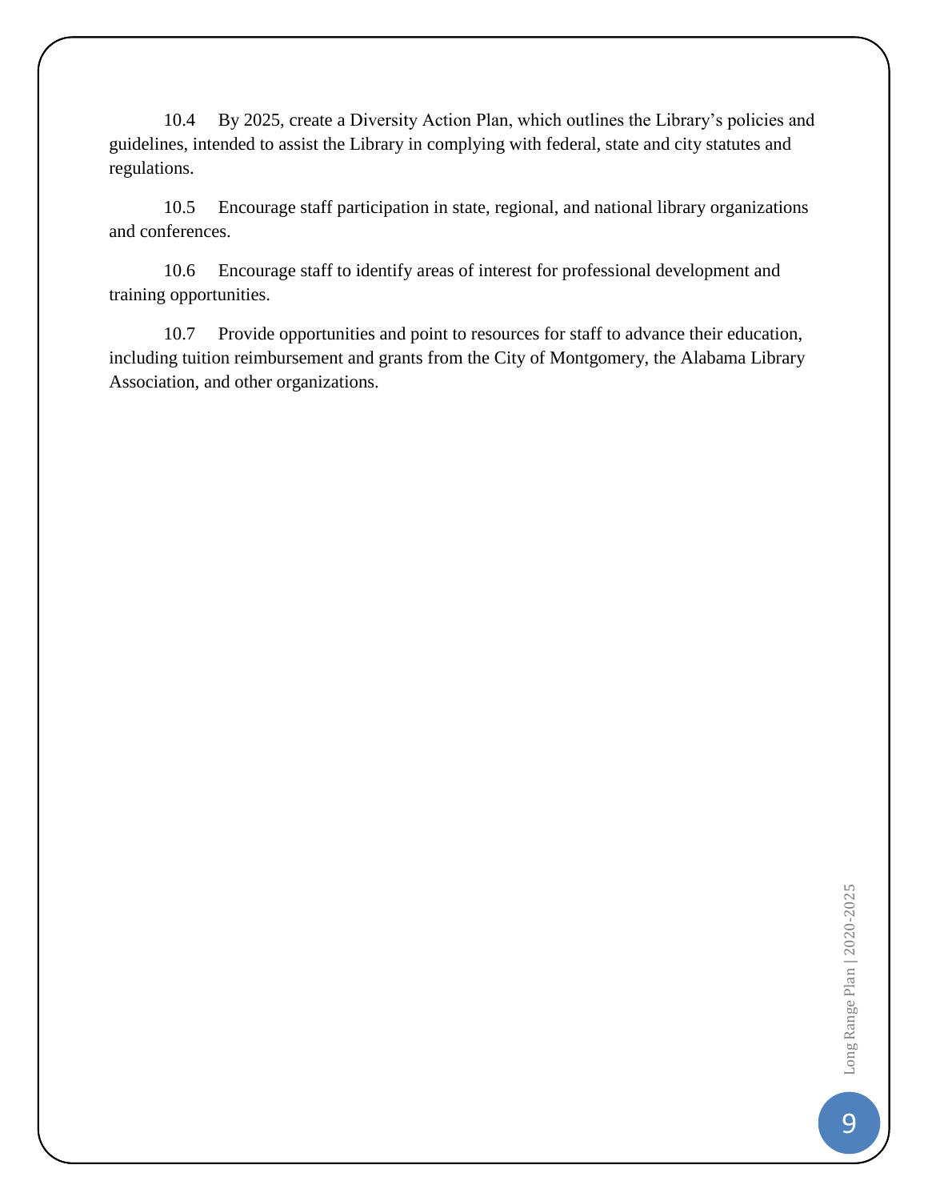10.4 By 2025, create a Diversity Action Plan, which outlines the Library's policies and guidelines, intended to assist the Library in complying with federal, state and city statutes and regulations.

10.5 Encourage staff participation in state, regional, and national library organizations and conferences.

10.6 Encourage staff to identify areas of interest for professional development and training opportunities.

10.7 Provide opportunities and point to resources for staff to advance their education, including tuition reimbursement and grants from the City of Montgomery, the Alabama Library Association, and other organizations.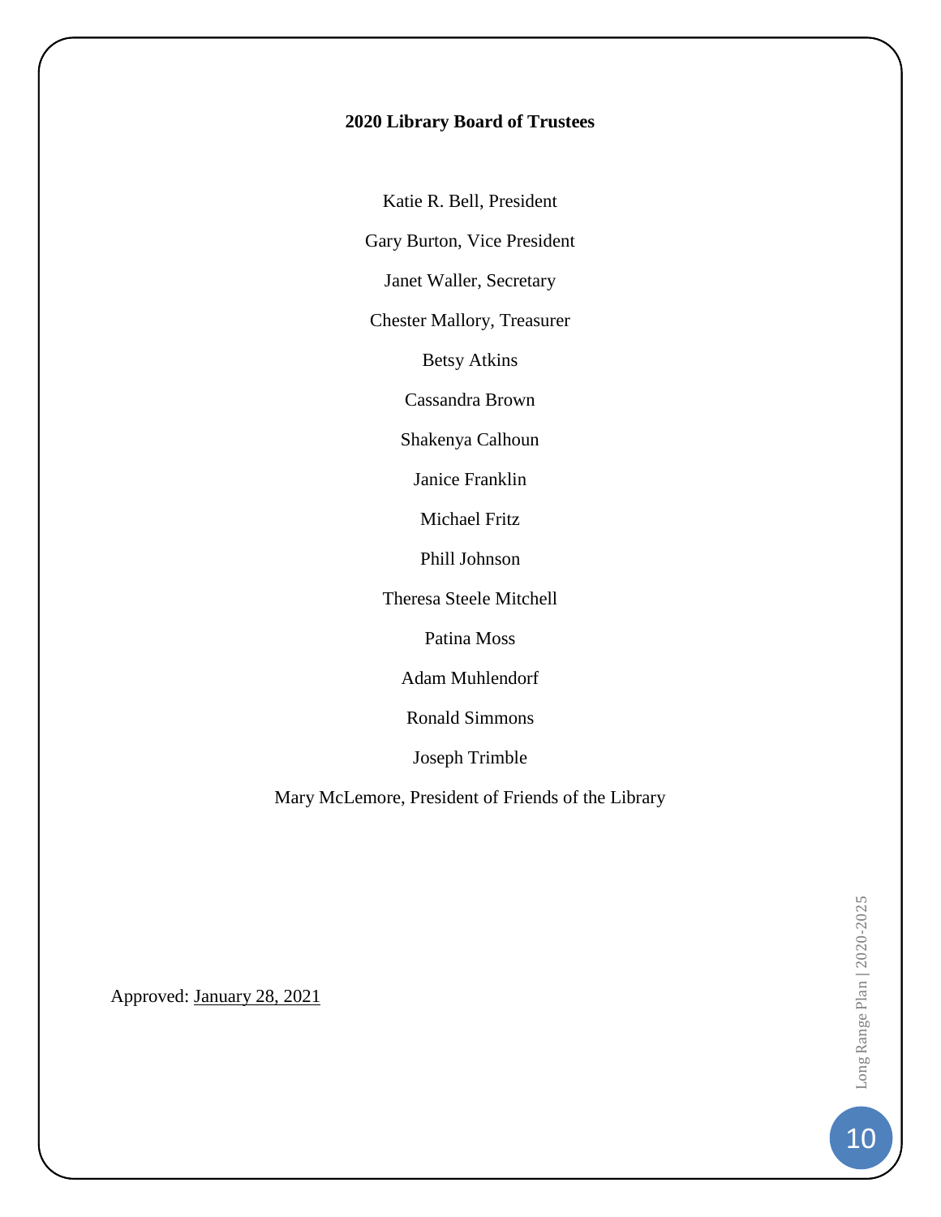**2020 Library Board of Trustees**

Katie R. Bell, President

Gary Burton, Vice President

Janet Waller, Secretary

Chester Mallory, Treasurer

Betsy Atkins

Cassandra Brown

Shakenya Calhoun

Janice Franklin

Michael Fritz

Phill Johnson

Theresa Steele Mitchell

Patina Moss

Adam Muhlendorf

Ronald Simmons

Joseph Trimble

Mary McLemore, President of Friends of the Library

Approved: January 28, 2021